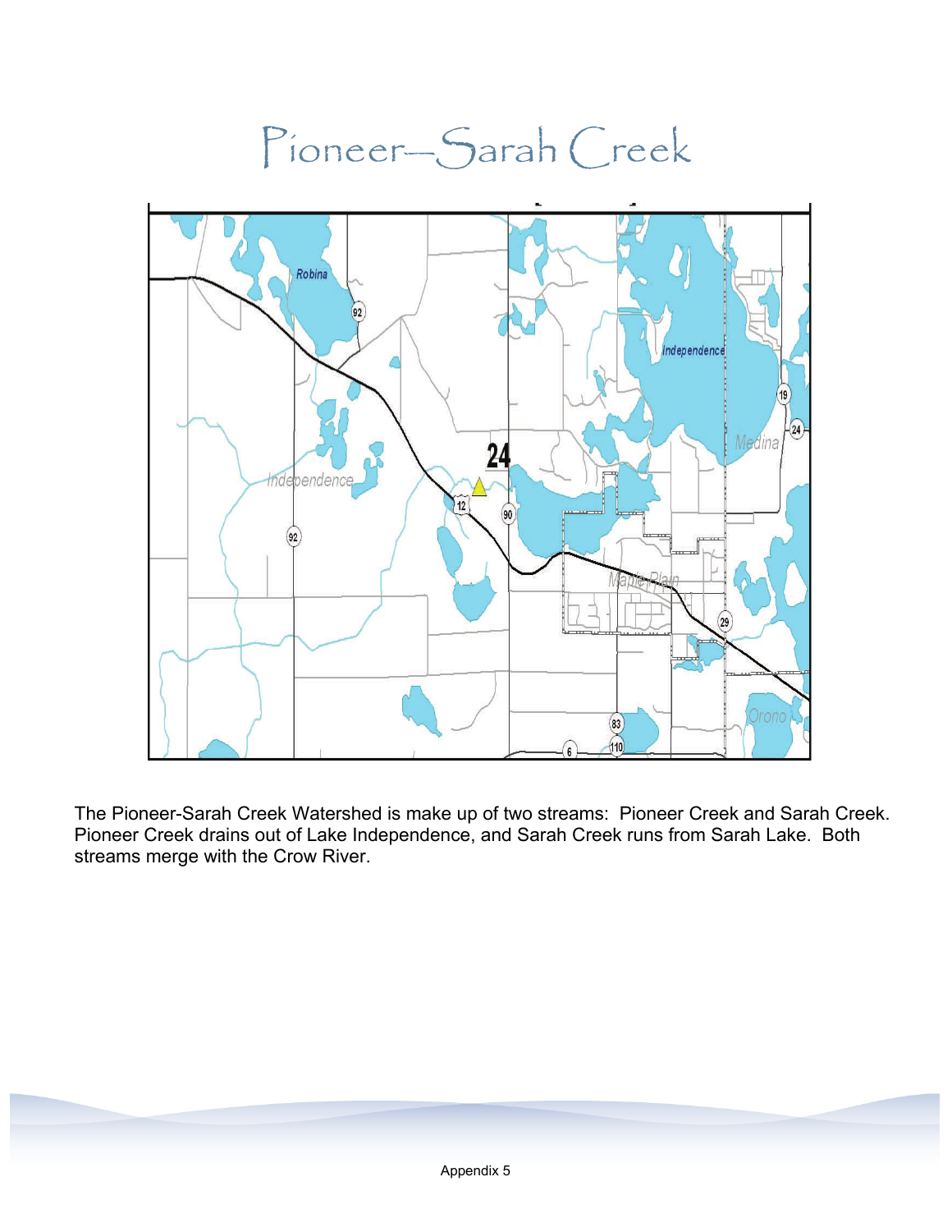# Pioneer–Sarah Creek

The Pioneer-Sarah Creek Watershed is make up of two streams: Pioneer Creek and Sarah Creek. Pioneer Creek drains out of Lake Independence, and Sarah Creek runs from Sarah Lake. Both streams merge with the Crow River.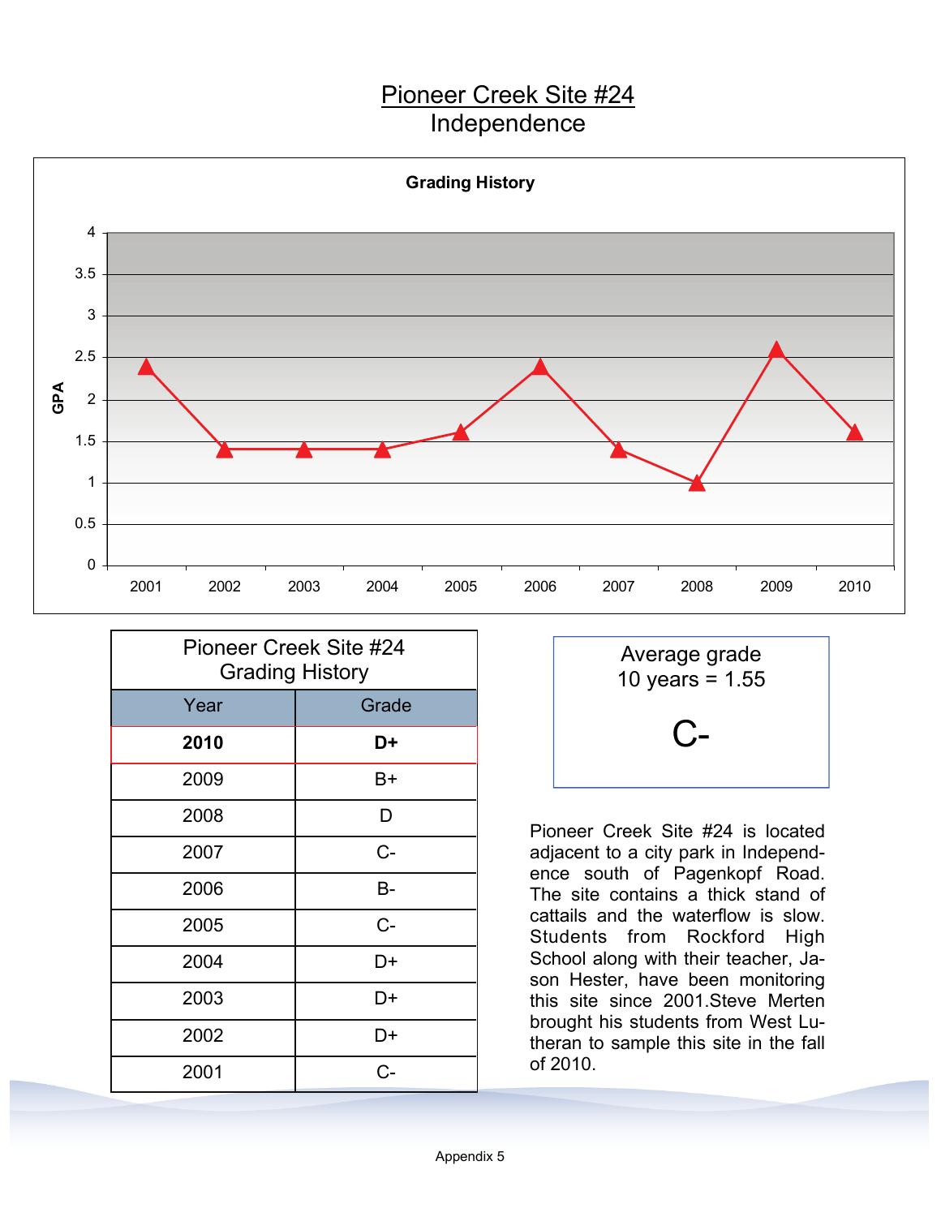# Pioneer Creek Site #24
## Independence

**Grading History**

| Year | GPA |
|---|---|
| 2001 | 2.4 |
| 2002 | 1.4 |
| 2003 | 1.4 |
| 2004 | 1.4 |
| 2005 | 1.6 |
| 2006 | 2.4 |
| 2007 | 1.4 |
| 2008 | 1 |
| 2009 | 2.6 |
| 2010 | 1.6 |

| Pioneer Creek Site #24 Grading History | |
|---|---|
| Year | Grade |
| **2010** | **D+** |
| 2009 | B+ |
| 2008 | D |
| 2007 | C- |
| 2006 | B- |
| 2005 | C- |
| 2004 | D+ |
| 2003 | D+ |
| 2002 | D+ |
| 2001 | C- |

Average grade
10 years = 1.55

C-

Pioneer Creek Site #24 is located adjacent to a city park in Independence south of Pagenkopf Road. The site contains a thick stand of cattails and the waterflow is slow. Students from Rockford High School along with their teacher, Jason Hester, have been monitoring this site since 2001.Steve Merten brought his students from West Lutheran to sample this site in the fall of 2010.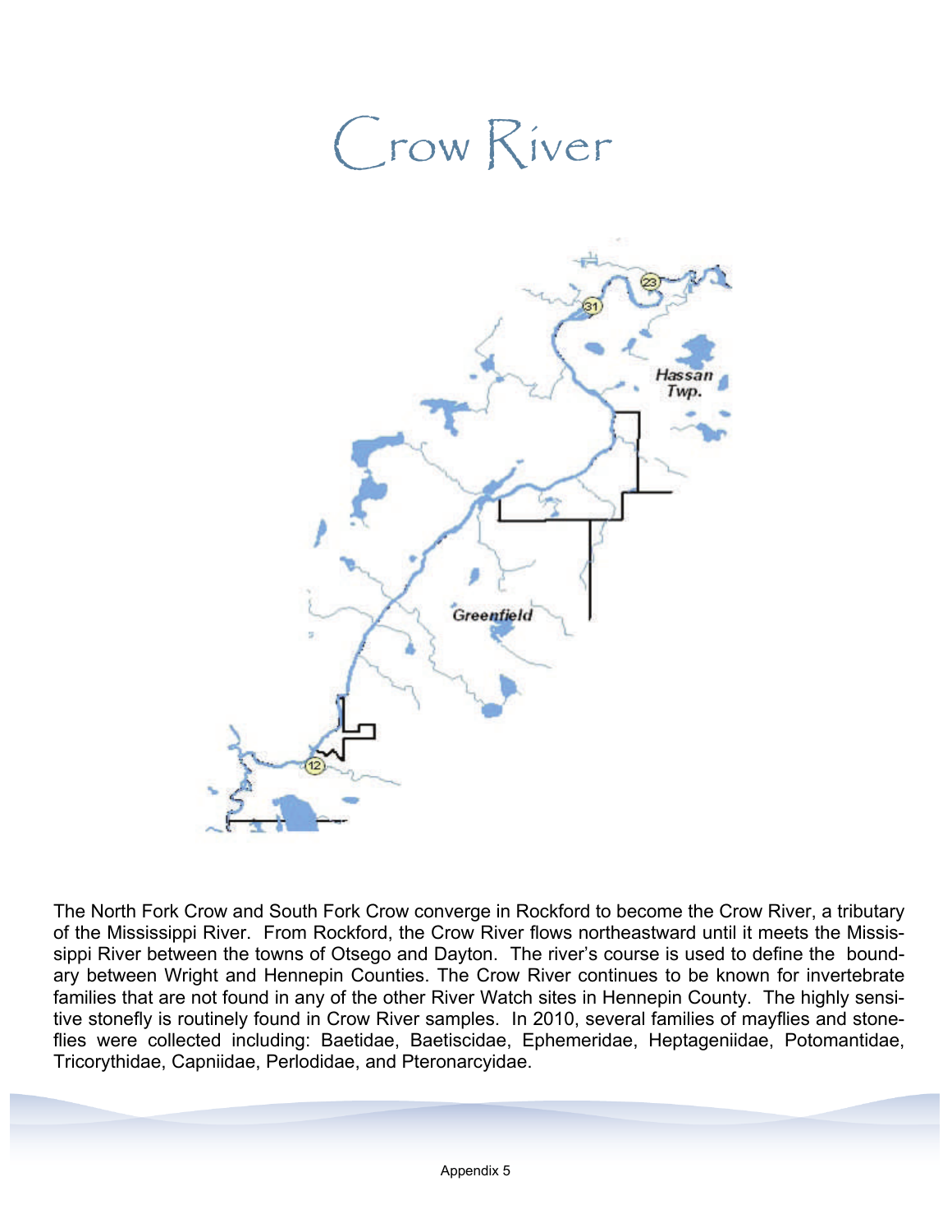# Crow River

The North Fork Crow and South Fork Crow converge in Rockford to become the Crow River, a tributary of the Mississippi River. From Rockford, the Crow River flows northeastward until it meets the Mississippi River between the towns of Otsego and Dayton. The river's course is used to define the boundary between Wright and Hennepin Counties. The Crow River continues to be known for invertebrate families that are not found in any of the other River Watch sites in Hennepin County. The highly sensitive stonefly is routinely found in Crow River samples. In 2010, several families of mayflies and stoneflies were collected including: Baetidae, Baetiscidae, Ephemeridae, Heptageniidae, Potomantidae, Tricorythidae, Capniidae, Perlodidae, and Pteronarcyidae.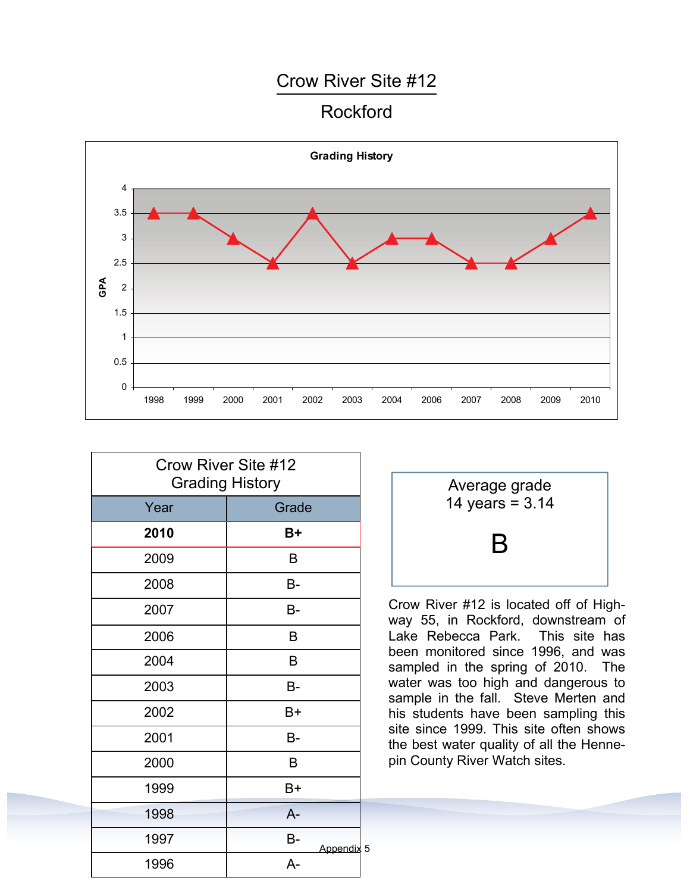# Crow River Site #12

## Rockford

Grading History

GPA

4
3.5
3
2.5
2
1.5
1
0.5
0

1998 1999 2000 2001 2002 2003 2004 2006 2007 2008 2009 2010

| Crow River Site #12 Grading History | |
|---|---|
| Year | Grade |
| **2010** | **B+** |
| 2009 | B |
| 2008 | B- |
| 2007 | B- |
| 2006 | B |
| 2004 | B |
| 2003 | B- |
| 2002 | B+ |
| 2001 | B- |
| 2000 | B |
| 1999 | B+ |
| 1998 | A- |
| 1997 | B- |
| 1996 | A- |

Average grade
14 years = 3.14

B

Crow River #12 is located off of Highway 55, in Rockford, downstream of Lake Rebecca Park. This site has been monitored since 1996, and was sampled in the spring of 2010. The water was too high and dangerous to sample in the fall. Steve Merten and his students have been sampling this site since 1999. This site often shows the best water quality of all the Hennepin County River Watch sites.

Appendix 5